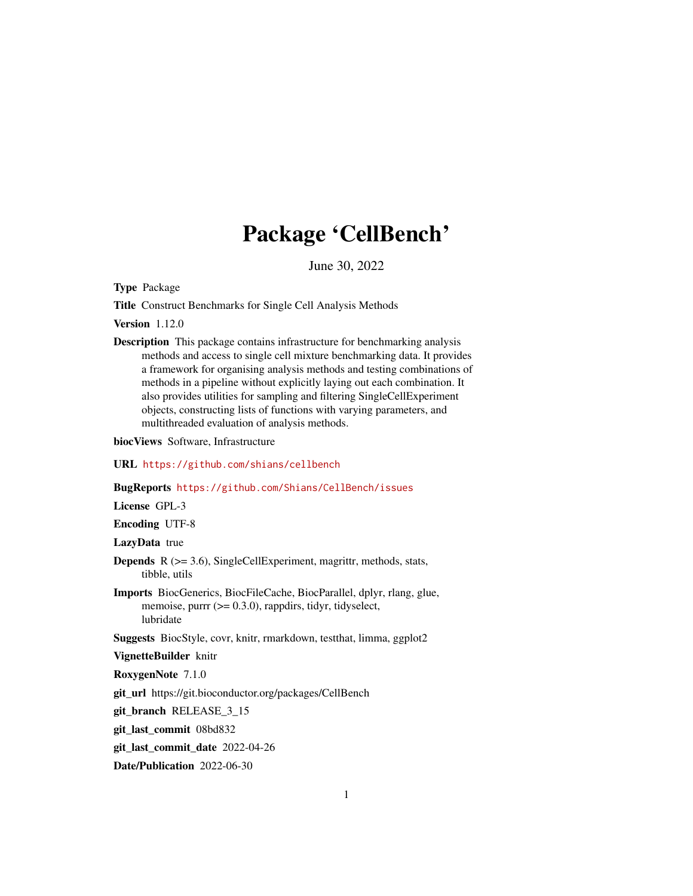# Package 'CellBench'

June 30, 2022

**Type** Package

**Title** Construct Benchmarks for Single Cell Analysis Methods

**Version** 1.12.0

**Description** This package contains infrastructure for benchmarking analysis methods and access to single cell mixture benchmarking data. It provides a framework for organising analysis methods and testing combinations of methods in a pipeline without explicitly laying out each combination. It also provides utilities for sampling and filtering SingleCellExperiment objects, constructing lists of functions with varying parameters, and multithreaded evaluation of analysis methods.

**biocViews** Software, Infrastructure

**URL** https://github.com/shians/cellbench

**BugReports** https://github.com/Shians/CellBench/issues

**License** GPL-3

**Encoding** UTF-8

**LazyData** true

**Depends** R (>= 3.6), SingleCellExperiment, magrittr, methods, stats, tibble, utils

**Imports** BiocGenerics, BiocFileCache, BiocParallel, dplyr, rlang, glue, memoise, purrr (>= 0.3.0), rappdirs, tidyr, tidyselect, lubridate

**Suggests** BiocStyle, covr, knitr, rmarkdown, testthat, limma, ggplot2

**VignetteBuilder** knitr

**RoxygenNote** 7.1.0

**git_url** https://git.bioconductor.org/packages/CellBench

**git_branch** RELEASE_3_15

**git_last_commit** 08bd832

**git_last_commit_date** 2022-04-26

**Date/Publication** 2022-06-30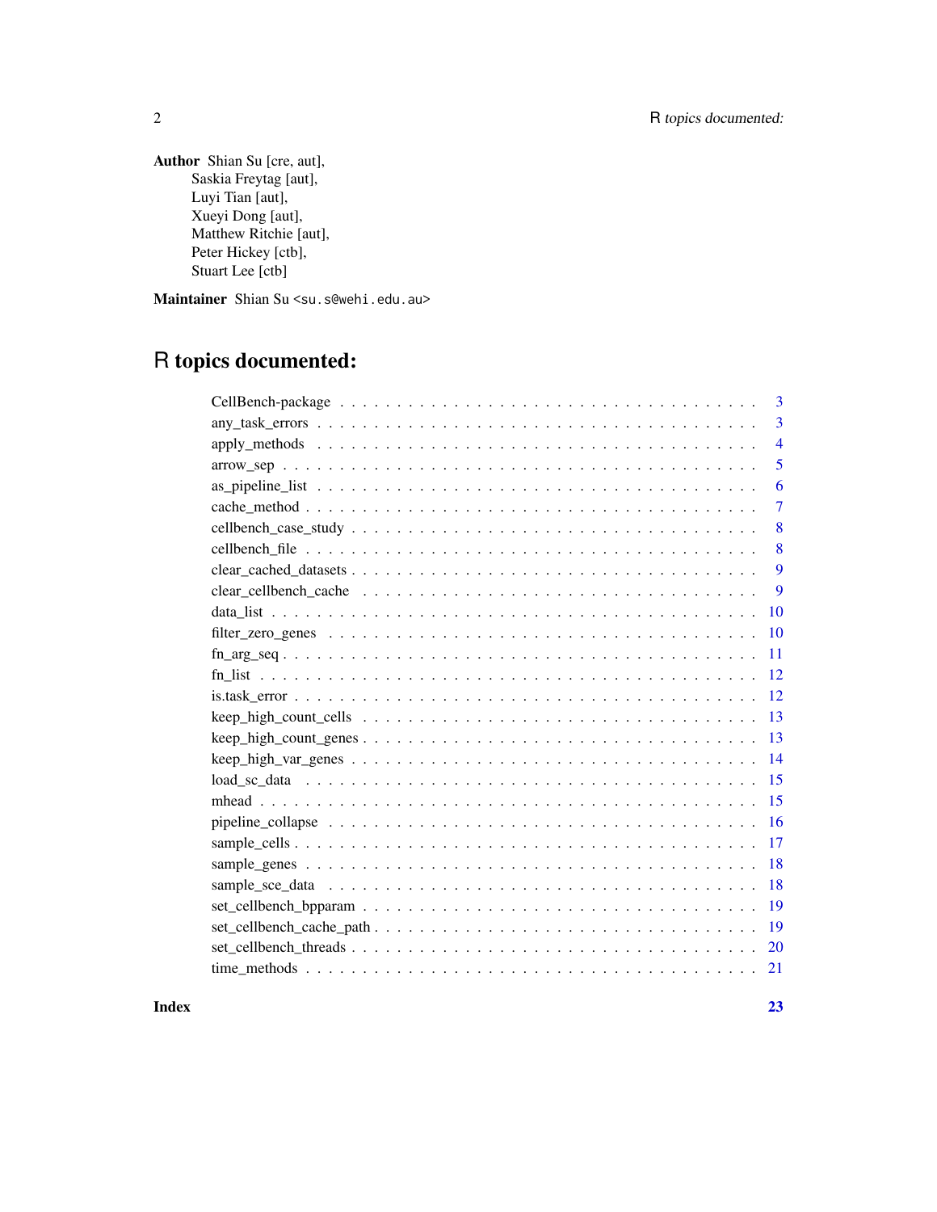**Author** Shian Su [cre, aut],
Saskia Freytag [aut],
Luyi Tian [aut],
Xueyi Dong [aut],
Matthew Ritchie [aut],
Peter Hickey [ctb],
Stuart Lee [ctb]

**Maintainer** Shian Su <su.s@wehi.edu.au>

# R topics documented:

| | |
|---|---|
| CellBench-package | 3 |
| any_task_errors | 3 |
| apply_methods | 4 |
| arrow_sep | 5 |
| as_pipeline_list | 6 |
| cache_method | 7 |
| cellbench_case_study | 8 |
| cellbench_file | 8 |
| clear_cached_datasets | 9 |
| clear_cellbench_cache | 9 |
| data_list | 10 |
| filter_zero_genes | 10 |
| fn_arg_seq | 11 |
| fn_list | 12 |
| is.task_error | 12 |
| keep_high_count_cells | 13 |
| keep_high_count_genes | 13 |
| keep_high_var_genes | 14 |
| load_sc_data | 15 |
| mhead | 15 |
| pipeline_collapse | 16 |
| sample_cells | 17 |
| sample_genes | 18 |
| sample_sce_data | 18 |
| set_cellbench_bpparam | 19 |
| set_cellbench_cache_path | 19 |
| set_cellbench_threads | 20 |
| time_methods | 21 |

**Index** **23**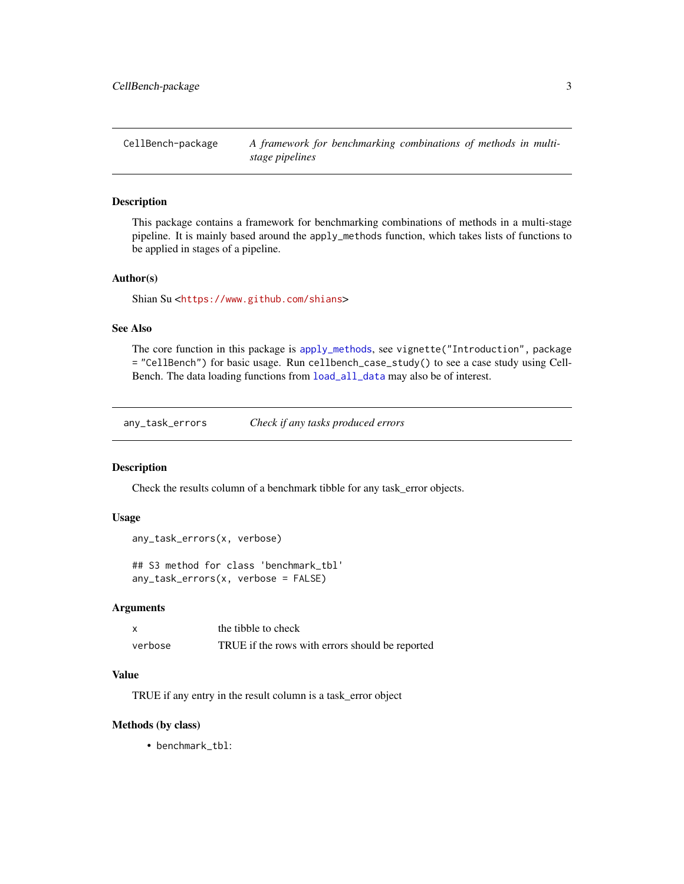## CellBench-package — *A framework for benchmarking combinations of methods in multi-stage pipelines*

### Description

This package contains a framework for benchmarking combinations of methods in a multi-stage pipeline. It is mainly based around the `apply_methods` function, which takes lists of functions to be applied in stages of a pipeline.

### Author(s)

Shian Su <https://www.github.com/shians>

### See Also

The core function in this package is `apply_methods`, see `vignette("Introduction", package = "CellBench")` for basic usage. Run `cellbench_case_study()` to see a case study using CellBench. The data loading functions from `load_all_data` may also be of interest.

## any_task_errors — *Check if any tasks produced errors*

### Description

Check the results column of a benchmark tibble for any task_error objects.

### Usage

```
any_task_errors(x, verbose)

## S3 method for class 'benchmark_tbl'
any_task_errors(x, verbose = FALSE)
```

### Arguments

| | |
|---|---|
| `x` | the tibble to check |
| `verbose` | TRUE if the rows with errors should be reported |

### Value

TRUE if any entry in the result column is a task_error object

### Methods (by class)

- `benchmark_tbl`: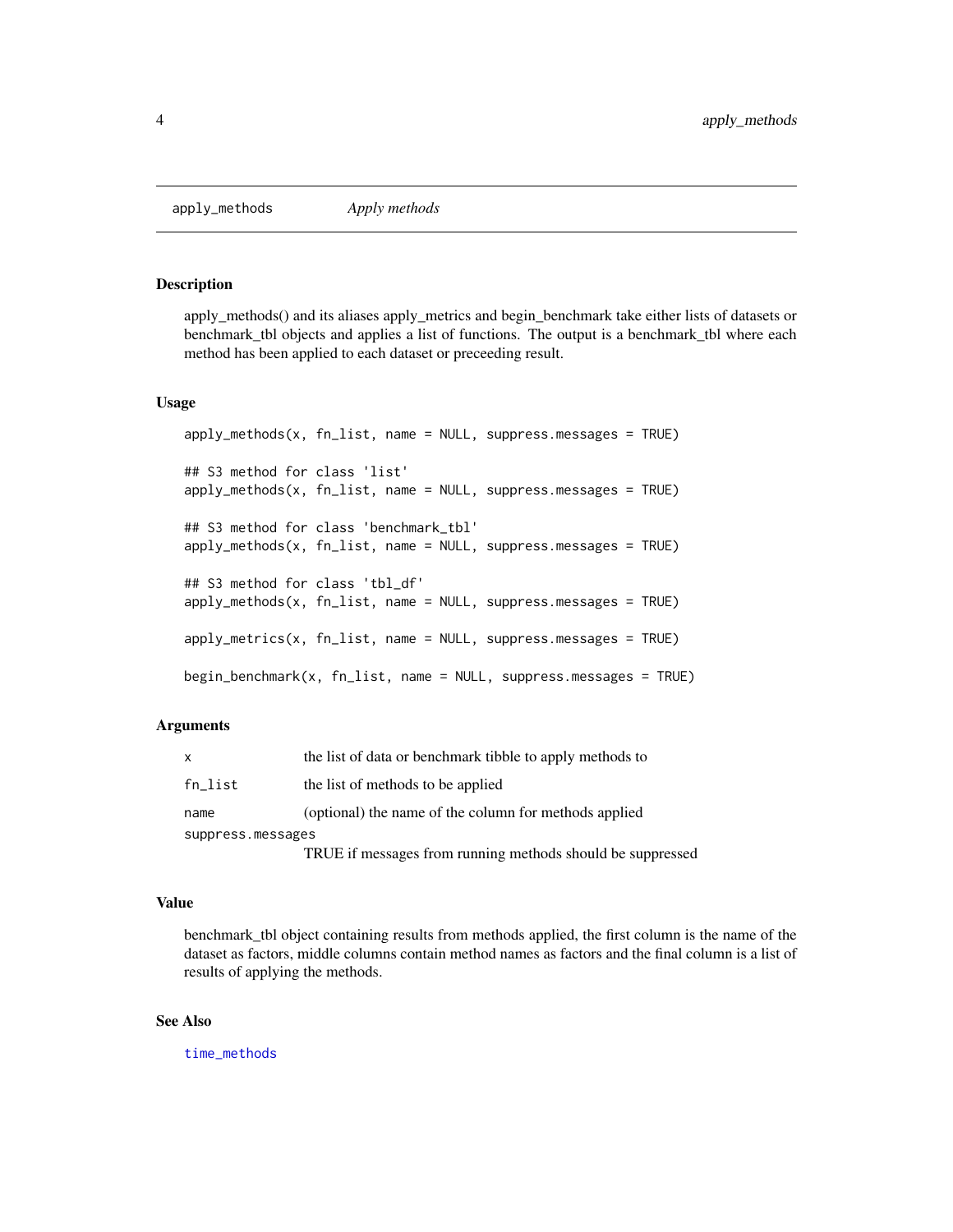## apply_methods *Apply methods*

### Description

apply_methods() and its aliases apply_metrics and begin_benchmark take either lists of datasets or benchmark_tbl objects and applies a list of functions. The output is a benchmark_tbl where each method has been applied to each dataset or preceeding result.

### Usage

```
apply_methods(x, fn_list, name = NULL, suppress.messages = TRUE)

## S3 method for class 'list'
apply_methods(x, fn_list, name = NULL, suppress.messages = TRUE)

## S3 method for class 'benchmark_tbl'
apply_methods(x, fn_list, name = NULL, suppress.messages = TRUE)

## S3 method for class 'tbl_df'
apply_methods(x, fn_list, name = NULL, suppress.messages = TRUE)

apply_metrics(x, fn_list, name = NULL, suppress.messages = TRUE)

begin_benchmark(x, fn_list, name = NULL, suppress.messages = TRUE)
```

### Arguments

| | |
|---|---|
| `x` | the list of data or benchmark tibble to apply methods to |
| `fn_list` | the list of methods to be applied |
| `name` | (optional) the name of the column for methods applied |
| `suppress.messages` | TRUE if messages from running methods should be suppressed |

### Value

benchmark_tbl object containing results from methods applied, the first column is the name of the dataset as factors, middle columns contain method names as factors and the final column is a list of results of applying the methods.

### See Also

time_methods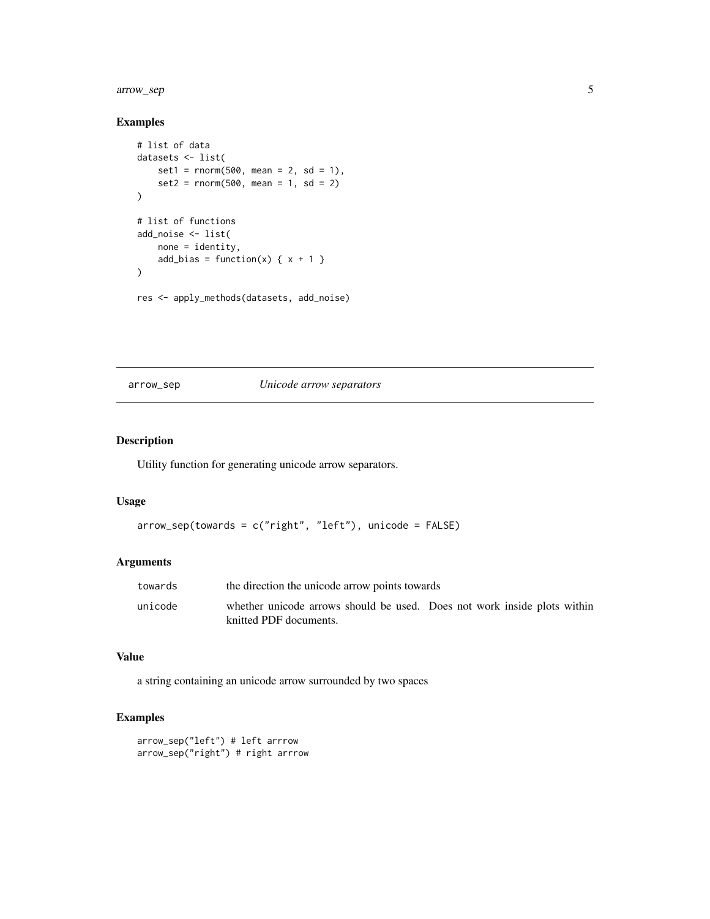### Examples

```
# list of data
datasets <- list(
    set1 = rnorm(500, mean = 2, sd = 1),
    set2 = rnorm(500, mean = 1, sd = 2)
)

# list of functions
add_noise <- list(
    none = identity,
    add_bias = function(x) { x + 1 }
)

res <- apply_methods(datasets, add_noise)
```

---

## arrow_sep *Unicode arrow separators*

---

### Description

Utility function for generating unicode arrow separators.

### Usage

```
arrow_sep(towards = c("right", "left"), unicode = FALSE)
```

### Arguments

| | |
|---|---|
| towards | the direction the unicode arrow points towards |
| unicode | whether unicode arrows should be used. Does not work inside plots within knitted PDF documents. |

### Value

a string containing an unicode arrow surrounded by two spaces

### Examples

```
arrow_sep("left") # left arrrow
arrow_sep("right") # right arrrow
```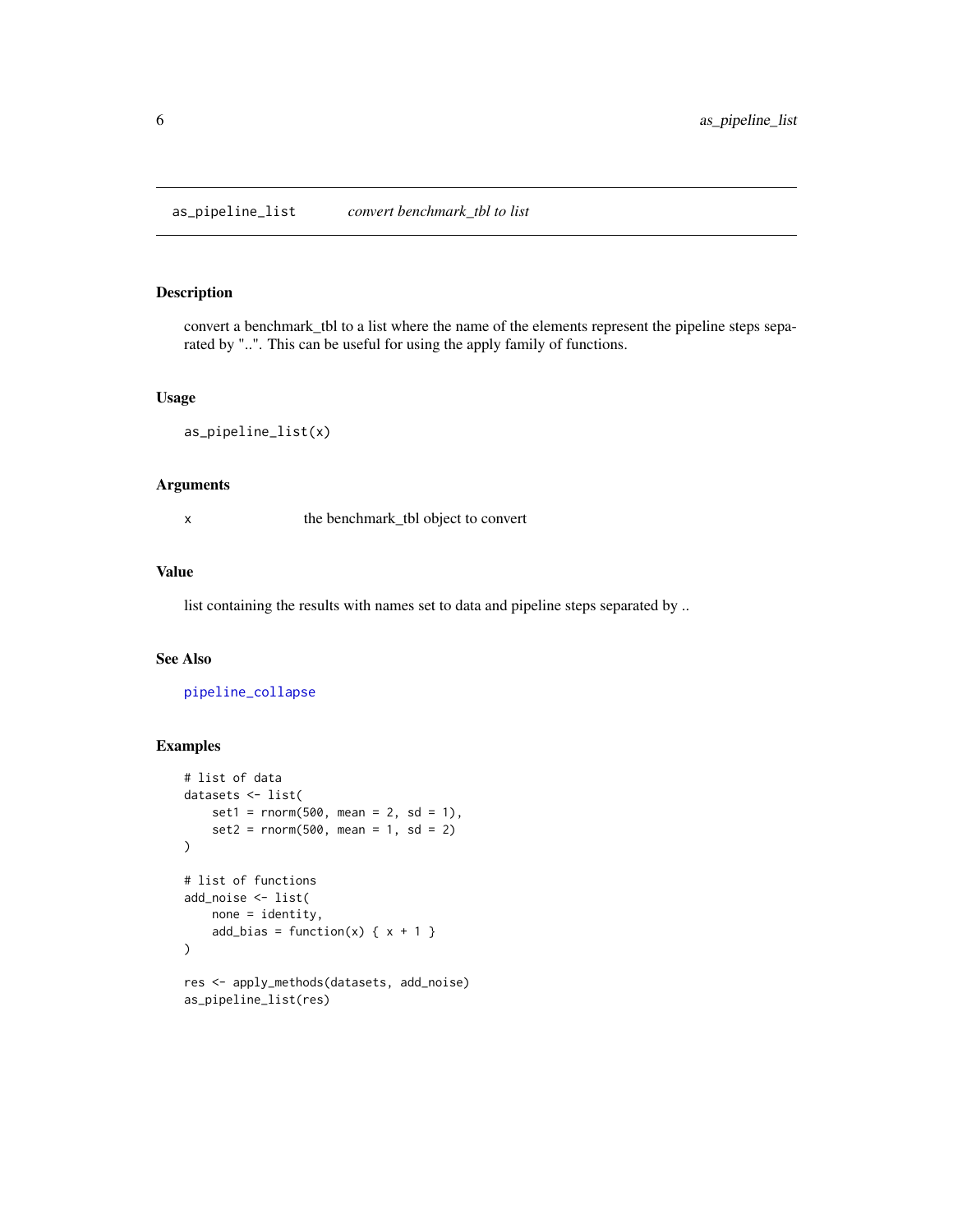## as_pipeline_list *convert benchmark_tbl to list*

### Description

convert a benchmark_tbl to a list where the name of the elements represent the pipeline steps separated by "..". This can be useful for using the apply family of functions.

### Usage

```
as_pipeline_list(x)
```

### Arguments

| | |
|---|---|
| x | the benchmark_tbl object to convert |

### Value

list containing the results with names set to data and pipeline steps separated by ..

### See Also

pipeline_collapse

### Examples

```
# list of data
datasets <- list(
    set1 = rnorm(500, mean = 2, sd = 1),
    set2 = rnorm(500, mean = 1, sd = 2)
)

# list of functions
add_noise <- list(
    none = identity,
    add_bias = function(x) { x + 1 }
)

res <- apply_methods(datasets, add_noise)
as_pipeline_list(res)
```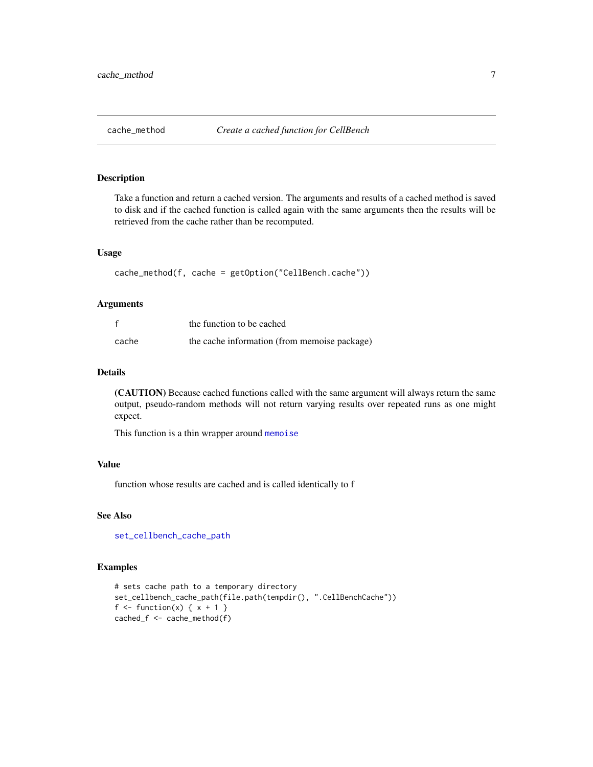## cache_method *Create a cached function for CellBench*

### Description

Take a function and return a cached version. The arguments and results of a cached method is saved to disk and if the cached function is called again with the same arguments then the results will be retrieved from the cache rather than be recomputed.

### Usage

```
cache_method(f, cache = getOption("CellBench.cache"))
```

### Arguments

| | |
|---|---|
| f | the function to be cached |
| cache | the cache information (from memoise package) |

### Details

**(CAUTION)** Because cached functions called with the same argument will always return the same output, pseudo-random methods will not return varying results over repeated runs as one might expect.

This function is a thin wrapper around `memoise`

### Value

function whose results are cached and is called identically to f

### See Also

`set_cellbench_cache_path`

### Examples

```
# sets cache path to a temporary directory
set_cellbench_cache_path(file.path(tempdir(), ".CellBenchCache"))
f <- function(x) { x + 1 }
cached_f <- cache_method(f)
```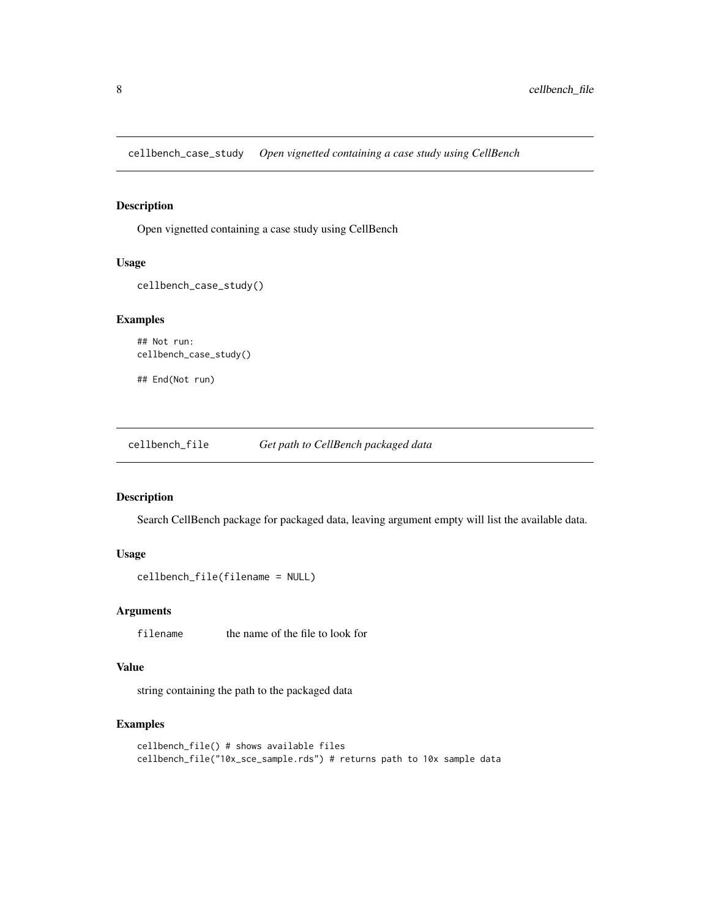## cellbench_case_study *Open vignetted containing a case study using CellBench*

### Description

Open vignetted containing a case study using CellBench

### Usage

```
cellbench_case_study()
```

### Examples

```
## Not run:
cellbench_case_study()

## End(Not run)
```

## cellbench_file *Get path to CellBench packaged data*

### Description

Search CellBench package for packaged data, leaving argument empty will list the available data.

### Usage

```
cellbench_file(filename = NULL)
```

### Arguments

| | |
|---|---|
| filename | the name of the file to look for |

### Value

string containing the path to the packaged data

### Examples

```
cellbench_file() # shows available files
cellbench_file("10x_sce_sample.rds") # returns path to 10x sample data
```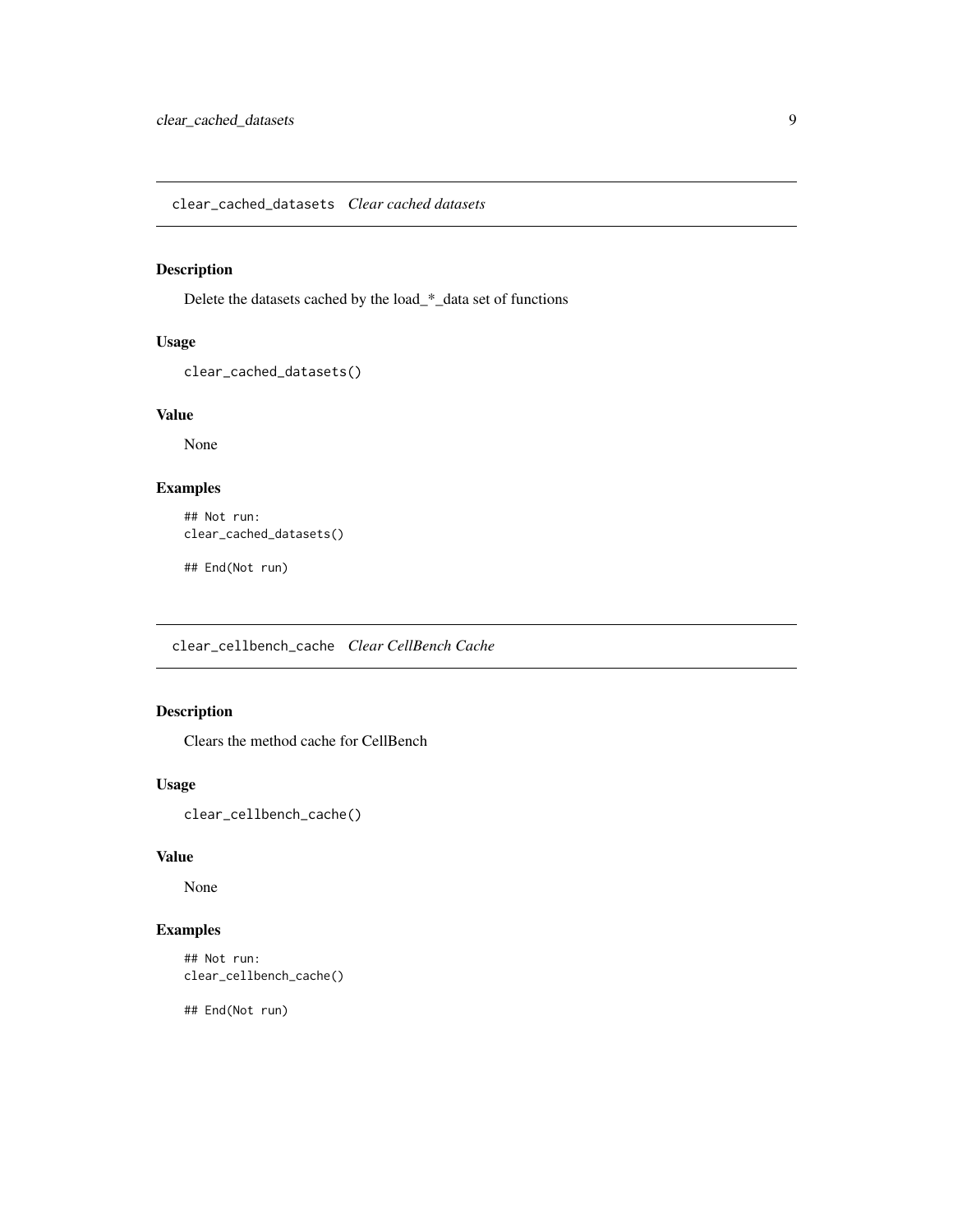## clear_cached_datasets *Clear cached datasets*

### Description

Delete the datasets cached by the load_*_data set of functions

### Usage

```
clear_cached_datasets()
```

### Value

None

### Examples

```
## Not run:
clear_cached_datasets()

## End(Not run)
```

## clear_cellbench_cache *Clear CellBench Cache*

### Description

Clears the method cache for CellBench

### Usage

```
clear_cellbench_cache()
```

### Value

None

### Examples

```
## Not run:
clear_cellbench_cache()

## End(Not run)
```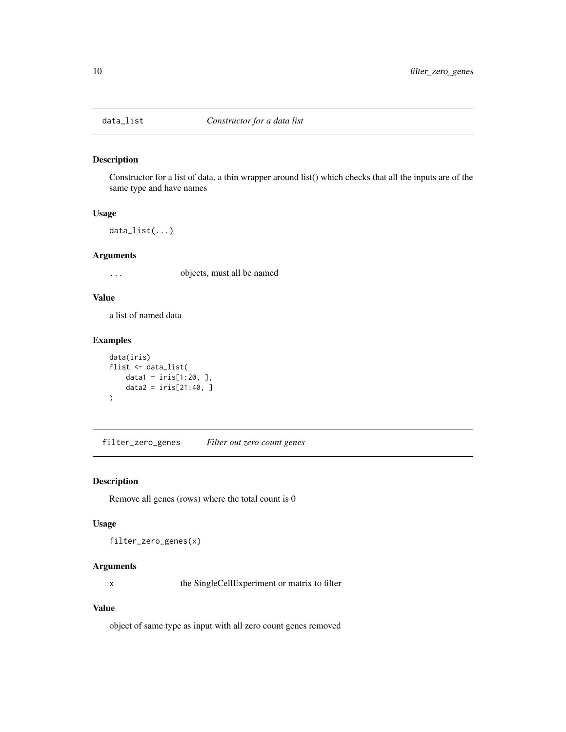## data_list *Constructor for a data list*

### Description

Constructor for a list of data, a thin wrapper around list() which checks that all the inputs are of the same type and have names

### Usage

```
data_list(...)
```

### Arguments

| | |
|---|---|
| ... | objects, must all be named |

### Value

a list of named data

### Examples

```
data(iris)
flist <- data_list(
    data1 = iris[1:20, ],
    data2 = iris[21:40, ]
)
```

## filter_zero_genes *Filter out zero count genes*

### Description

Remove all genes (rows) where the total count is 0

### Usage

```
filter_zero_genes(x)
```

### Arguments

| | |
|---|---|
| x | the SingleCellExperiment or matrix to filter |

### Value

object of same type as input with all zero count genes removed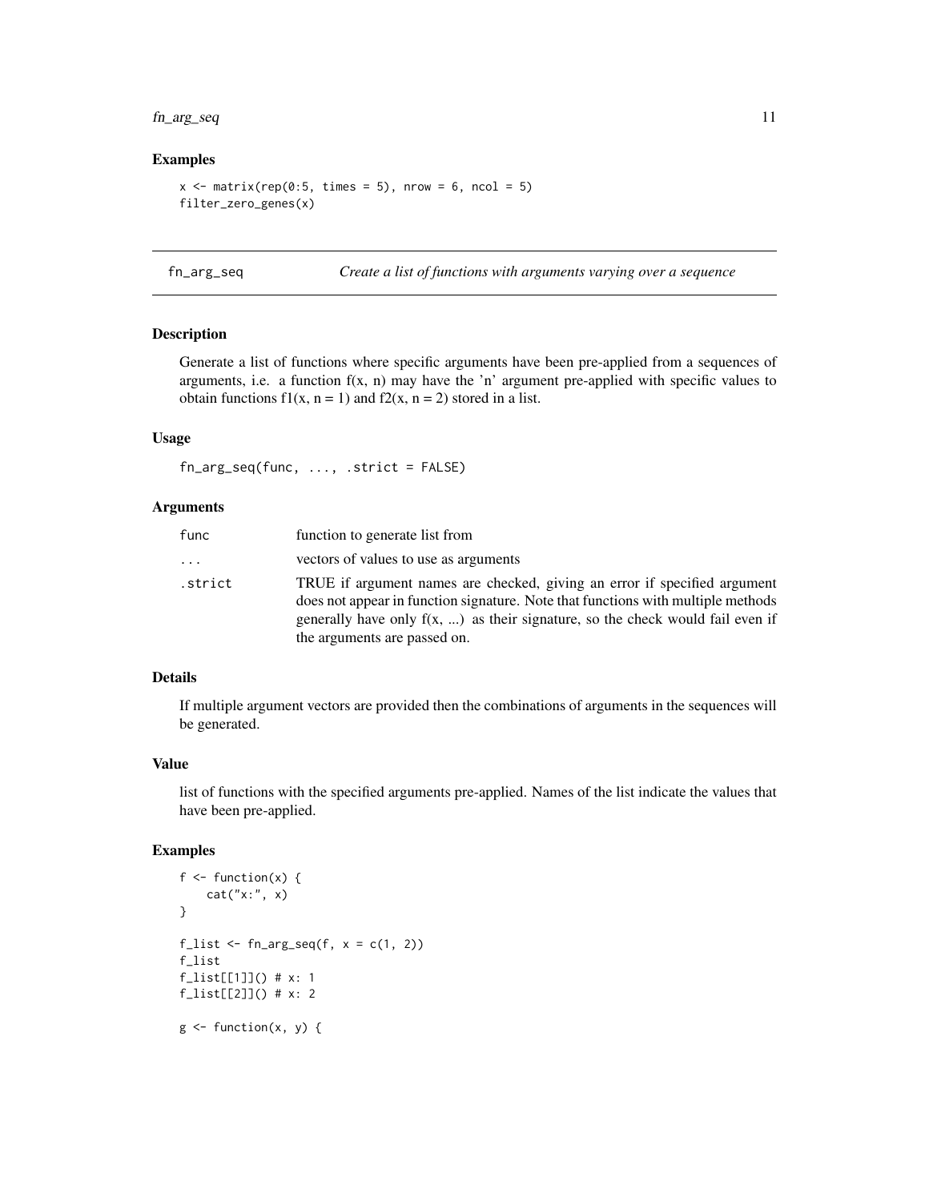### Examples

```
x <- matrix(rep(0:5, times = 5), nrow = 6, ncol = 5)
filter_zero_genes(x)
```

---

## fn_arg_seq — *Create a list of functions with arguments varying over a sequence*

---

### Description

Generate a list of functions where specific arguments have been pre-applied from a sequences of arguments, i.e. a function f(x, n) may have the 'n' argument pre-applied with specific values to obtain functions f1(x, n = 1) and f2(x, n = 2) stored in a list.

### Usage

```
fn_arg_seq(func, ..., .strict = FALSE)
```

### Arguments

| | |
|---|---|
| `func` | function to generate list from |
| `...` | vectors of values to use as arguments |
| `.strict` | TRUE if argument names are checked, giving an error if specified argument does not appear in function signature. Note that functions with multiple methods generally have only f(x, ...) as their signature, so the check would fail even if the arguments are passed on. |

### Details

If multiple argument vectors are provided then the combinations of arguments in the sequences will be generated.

### Value

list of functions with the specified arguments pre-applied. Names of the list indicate the values that have been pre-applied.

### Examples

```
f <- function(x) {
    cat("x:", x)
}

f_list <- fn_arg_seq(f, x = c(1, 2))
f_list
f_list[[1]]() # x: 1
f_list[[2]]() # x: 2

g <- function(x, y) {
```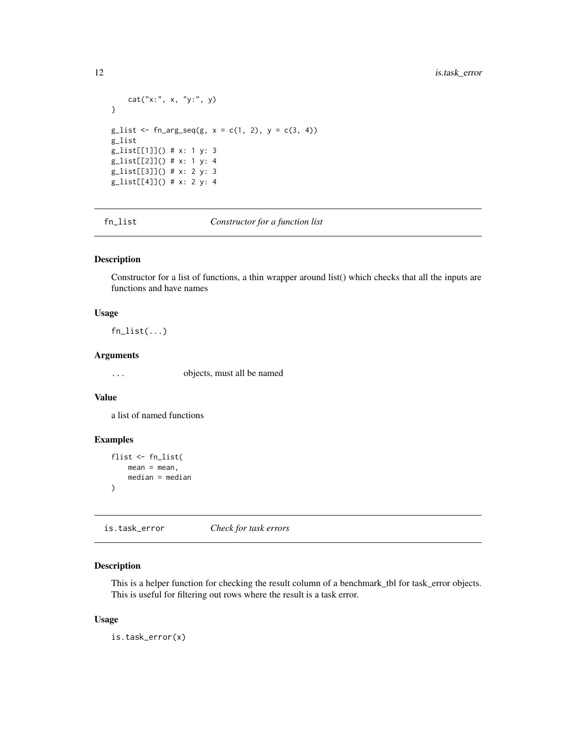```
    cat("x:", x, "y:", y)
}

g_list <- fn_arg_seq(g, x = c(1, 2), y = c(3, 4))
g_list
g_list[[1]]() # x: 1 y: 3
g_list[[2]]() # x: 1 y: 4
g_list[[3]]() # x: 2 y: 3
g_list[[4]]() # x: 2 y: 4
```

## fn_list — *Constructor for a function list*

### Description

Constructor for a list of functions, a thin wrapper around list() which checks that all the inputs are functions and have names

### Usage

```
fn_list(...)
```

### Arguments

| | |
|---|---|
| `...` | objects, must all be named |

### Value

a list of named functions

### Examples

```
flist <- fn_list(
    mean = mean,
    median = median
)
```

## is.task_error — *Check for task errors*

### Description

This is a helper function for checking the result column of a benchmark_tbl for task_error objects. This is useful for filtering out rows where the result is a task error.

### Usage

```
is.task_error(x)
```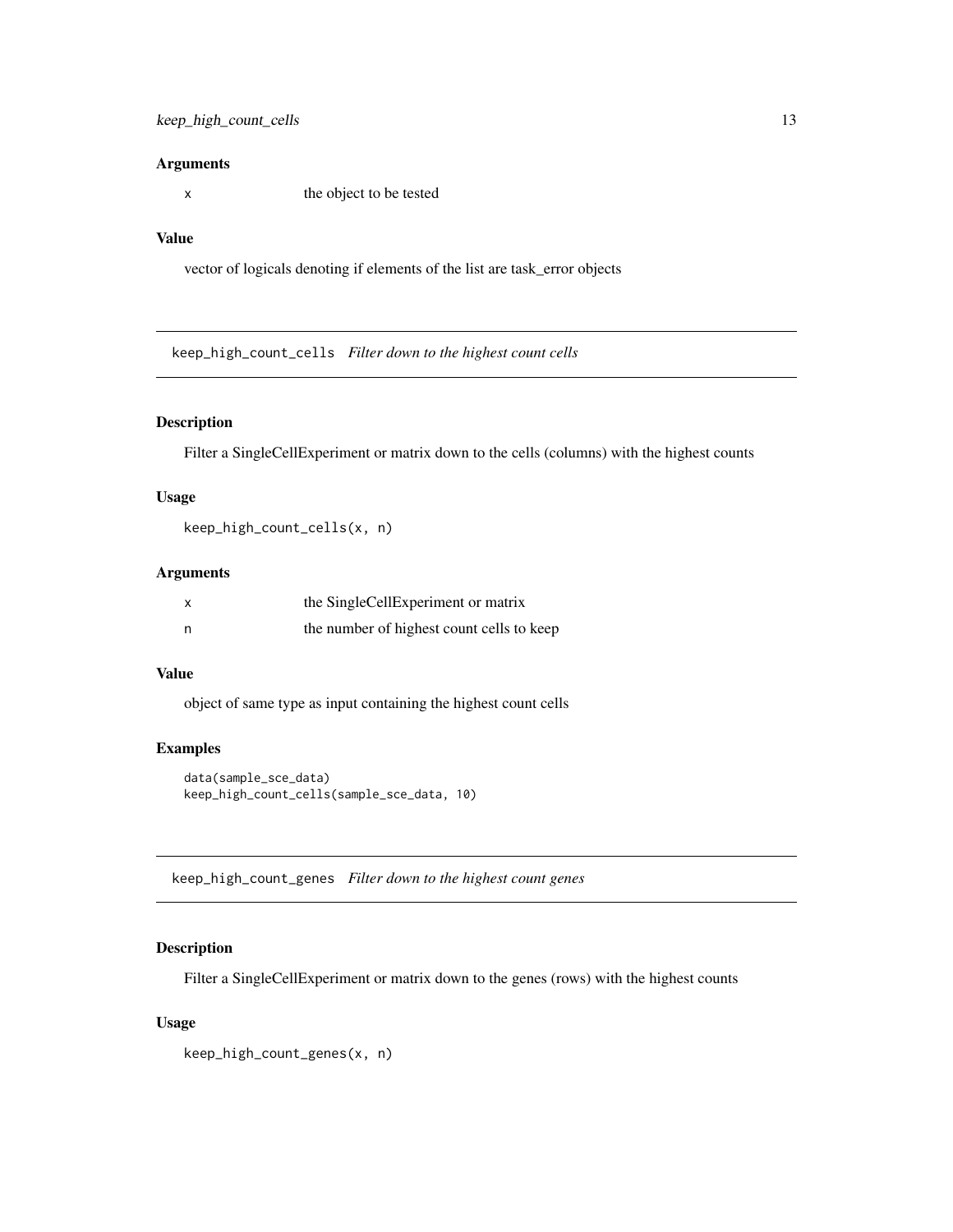### Arguments

x the object to be tested

### Value

vector of logicals denoting if elements of the list are task_error objects

## keep_high_count_cells *Filter down to the highest count cells*

### Description

Filter a SingleCellExperiment or matrix down to the cells (columns) with the highest counts

### Usage

```
keep_high_count_cells(x, n)
```

### Arguments

x the SingleCellExperiment or matrix

n the number of highest count cells to keep

### Value

object of same type as input containing the highest count cells

### Examples

```
data(sample_sce_data)
keep_high_count_cells(sample_sce_data, 10)
```

## keep_high_count_genes *Filter down to the highest count genes*

### Description

Filter a SingleCellExperiment or matrix down to the genes (rows) with the highest counts

### Usage

```
keep_high_count_genes(x, n)
```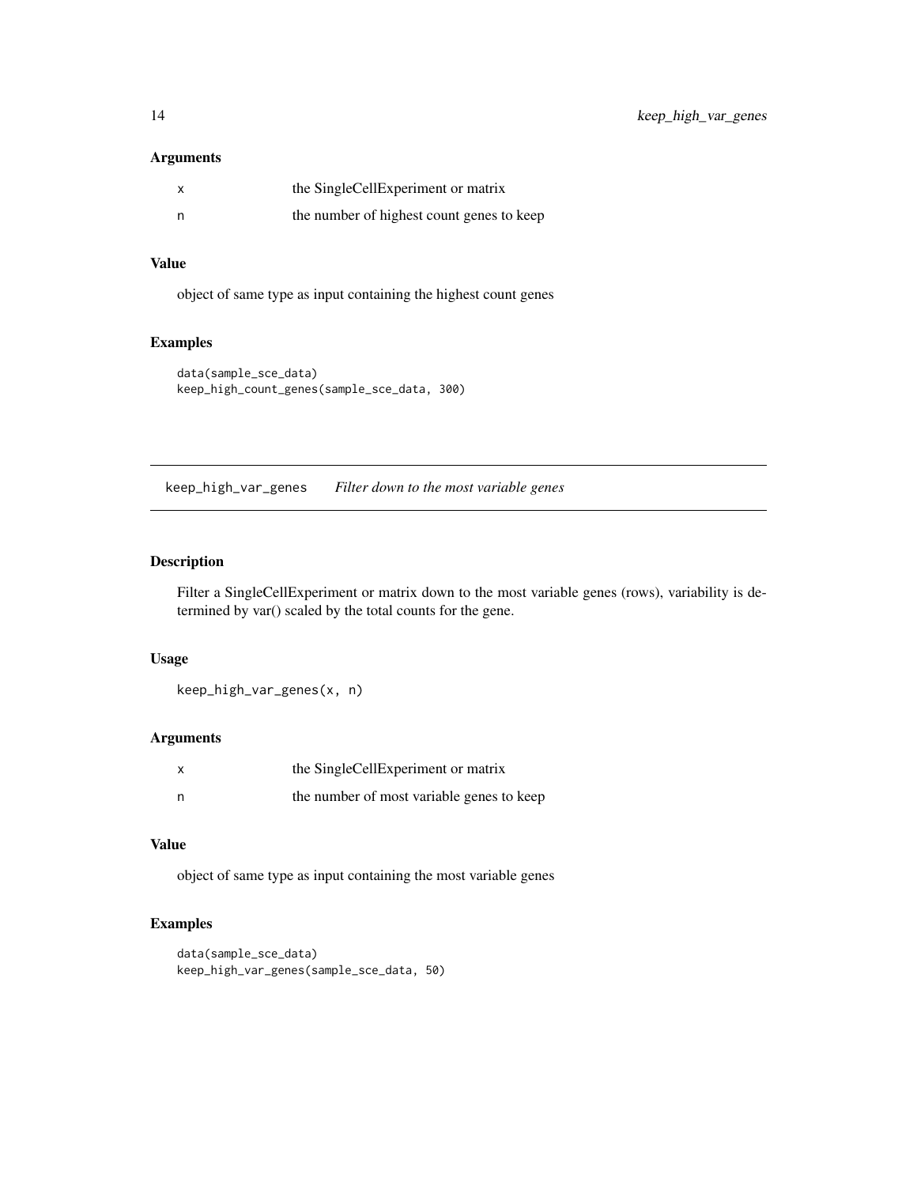### Arguments

| | |
|---|---|
| x | the SingleCellExperiment or matrix |
| n | the number of highest count genes to keep |

### Value

object of same type as input containing the highest count genes

### Examples

```
data(sample_sce_data)
keep_high_count_genes(sample_sce_data, 300)
```

## keep_high_var_genes *Filter down to the most variable genes*

### Description

Filter a SingleCellExperiment or matrix down to the most variable genes (rows), variability is determined by var() scaled by the total counts for the gene.

### Usage

```
keep_high_var_genes(x, n)
```

### Arguments

| | |
|---|---|
| x | the SingleCellExperiment or matrix |
| n | the number of most variable genes to keep |

### Value

object of same type as input containing the most variable genes

### Examples

```
data(sample_sce_data)
keep_high_var_genes(sample_sce_data, 50)
```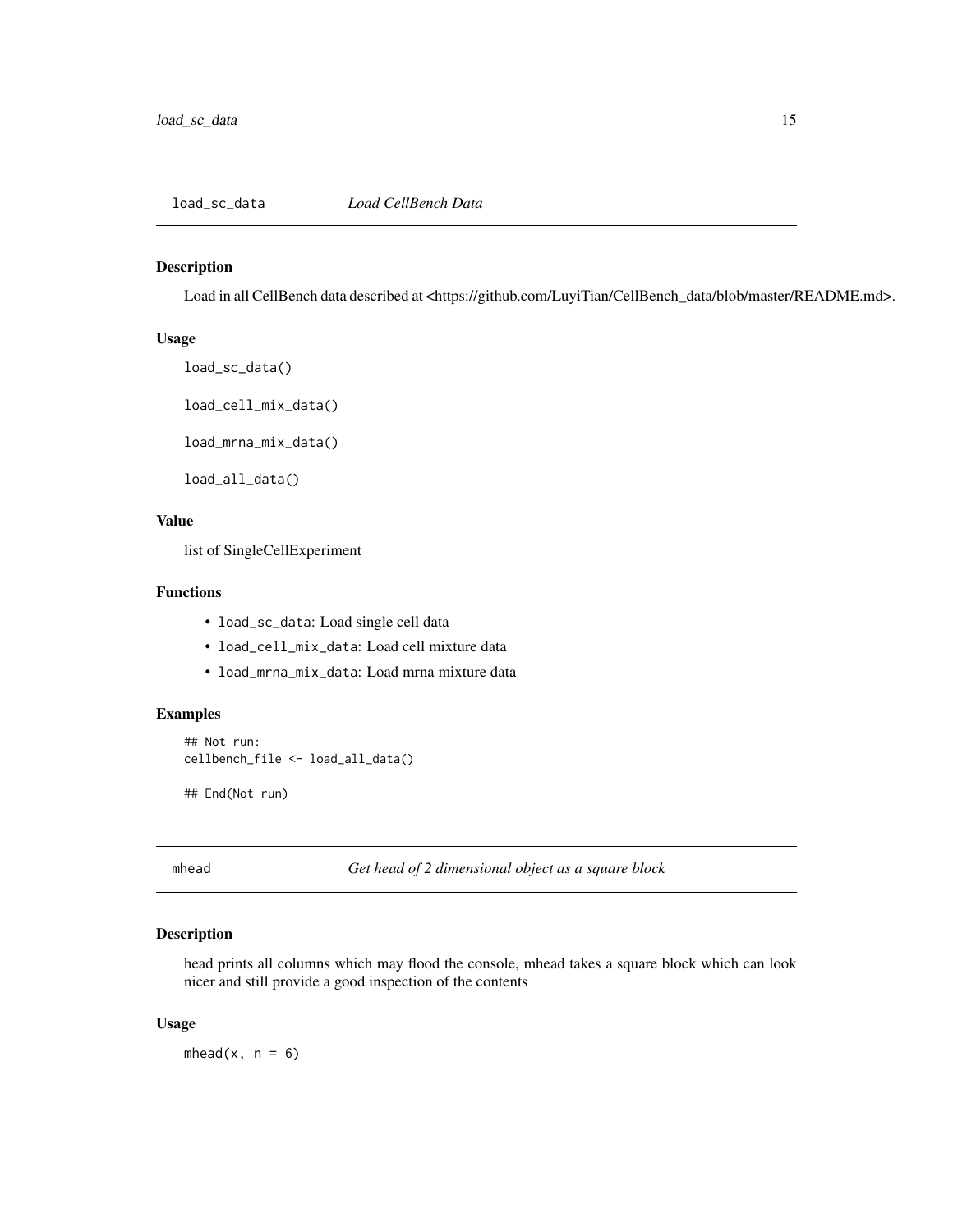## load_sc_data — *Load CellBench Data*

### Description

Load in all CellBench data described at <https://github.com/LuyiTian/CellBench_data/blob/master/README.md>.

### Usage

```
load_sc_data()

load_cell_mix_data()

load_mrna_mix_data()

load_all_data()
```

### Value

list of SingleCellExperiment

### Functions

- `load_sc_data`: Load single cell data
- `load_cell_mix_data`: Load cell mixture data
- `load_mrna_mix_data`: Load mrna mixture data

### Examples

```
## Not run:
cellbench_file <- load_all_data()

## End(Not run)
```

## mhead — *Get head of 2 dimensional object as a square block*

### Description

head prints all columns which may flood the console, mhead takes a square block which can look nicer and still provide a good inspection of the contents

### Usage

```
mhead(x, n = 6)
```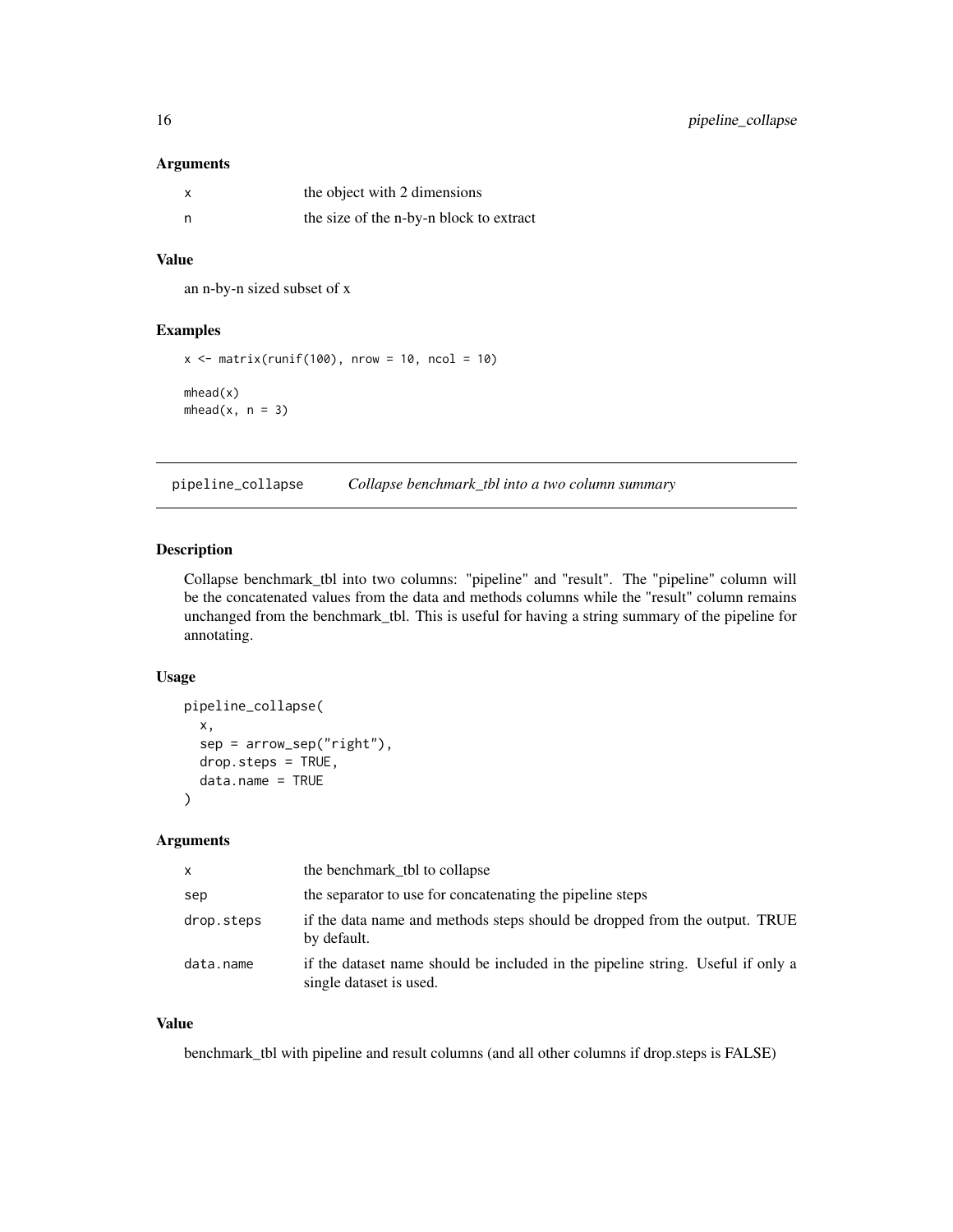### Arguments

| | |
|---|---|
| x | the object with 2 dimensions |
| n | the size of the n-by-n block to extract |

### Value

an n-by-n sized subset of x

### Examples

```
x <- matrix(runif(100), nrow = 10, ncol = 10)

mhead(x)
mhead(x, n = 3)
```

---

## pipeline_collapse *Collapse benchmark_tbl into a two column summary*

---

### Description

Collapse benchmark_tbl into two columns: "pipeline" and "result". The "pipeline" column will be the concatenated values from the data and methods columns while the "result" column remains unchanged from the benchmark_tbl. This is useful for having a string summary of the pipeline for annotating.

### Usage

```
pipeline_collapse(
  x,
  sep = arrow_sep("right"),
  drop.steps = TRUE,
  data.name = TRUE
)
```

### Arguments

| | |
|---|---|
| x | the benchmark_tbl to collapse |
| sep | the separator to use for concatenating the pipeline steps |
| drop.steps | if the data name and methods steps should be dropped from the output. TRUE by default. |
| data.name | if the dataset name should be included in the pipeline string. Useful if only a single dataset is used. |

### Value

benchmark_tbl with pipeline and result columns (and all other columns if drop.steps is FALSE)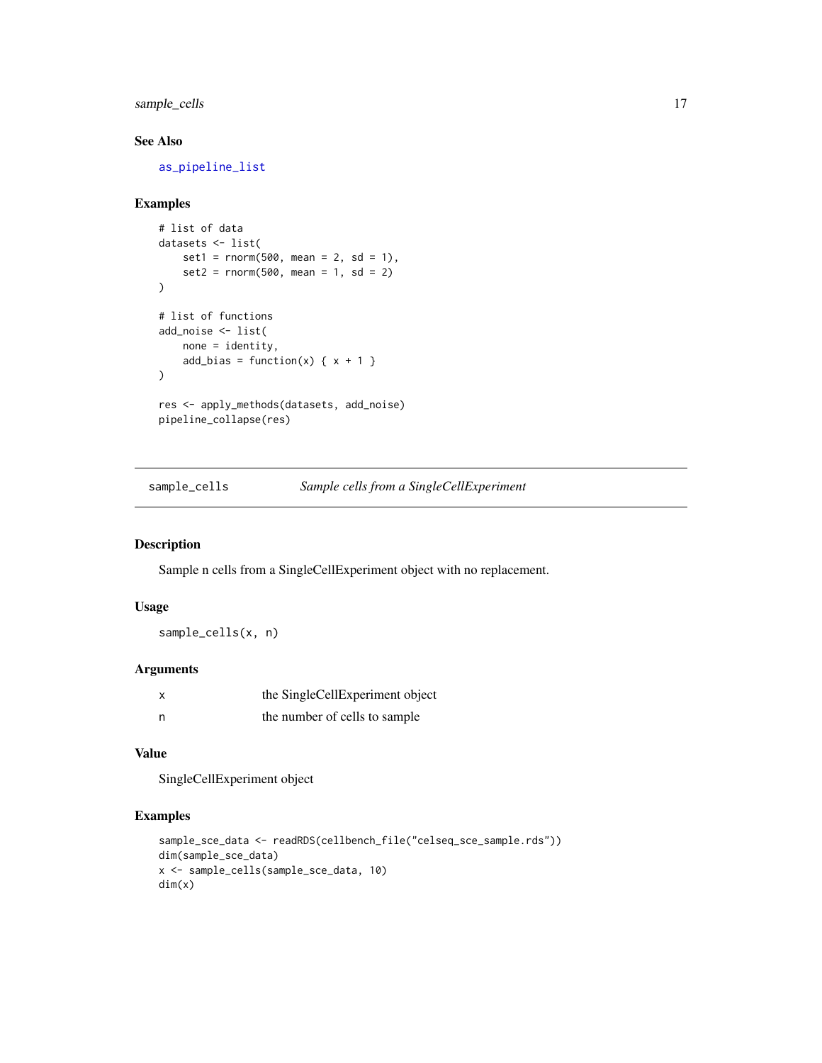### See Also

as_pipeline_list

### Examples

```
# list of data
datasets <- list(
    set1 = rnorm(500, mean = 2, sd = 1),
    set2 = rnorm(500, mean = 1, sd = 2)
)

# list of functions
add_noise <- list(
    none = identity,
    add_bias = function(x) { x + 1 }
)

res <- apply_methods(datasets, add_noise)
pipeline_collapse(res)
```

---

## sample_cells    *Sample cells from a SingleCellExperiment*

---

### Description

Sample n cells from a SingleCellExperiment object with no replacement.

### Usage

```
sample_cells(x, n)
```

### Arguments

| | |
|---|---|
| x | the SingleCellExperiment object |
| n | the number of cells to sample |

### Value

SingleCellExperiment object

### Examples

```
sample_sce_data <- readRDS(cellbench_file("celseq_sce_sample.rds"))
dim(sample_sce_data)
x <- sample_cells(sample_sce_data, 10)
dim(x)
```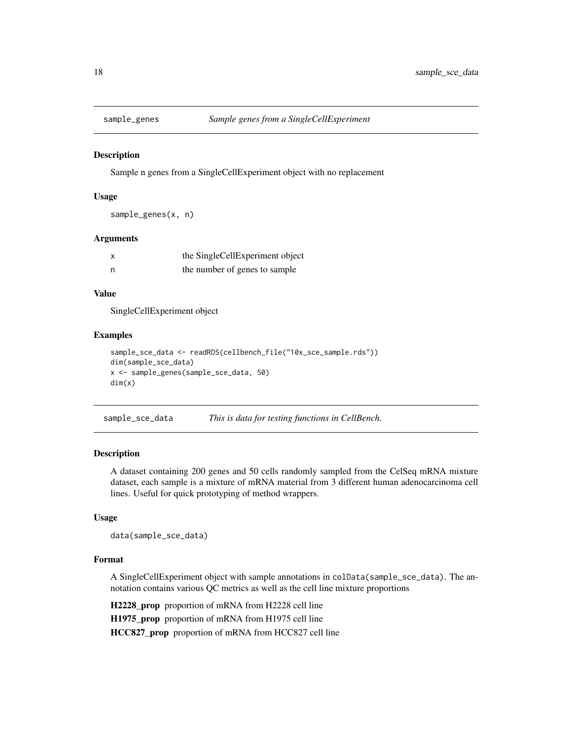## sample_genes *Sample genes from a SingleCellExperiment*

### Description

Sample n genes from a SingleCellExperiment object with no replacement

### Usage

```
sample_genes(x, n)
```

### Arguments

| | |
|---|---|
| x | the SingleCellExperiment object |
| n | the number of genes to sample |

### Value

SingleCellExperiment object

### Examples

```
sample_sce_data <- readRDS(cellbench_file("10x_sce_sample.rds"))
dim(sample_sce_data)
x <- sample_genes(sample_sce_data, 50)
dim(x)
```

## sample_sce_data *This is data for testing functions in CellBench.*

### Description

A dataset containing 200 genes and 50 cells randomly sampled from the CelSeq mRNA mixture dataset, each sample is a mixture of mRNA material from 3 different human adenocarcinoma cell lines. Useful for quick prototyping of method wrappers.

### Usage

```
data(sample_sce_data)
```

### Format

A SingleCellExperiment object with sample annotations in `colData(sample_sce_data)`. The annotation contains various QC metrics as well as the cell line mixture proportions

**H2228_prop** proportion of mRNA from H2228 cell line

**H1975_prop** proportion of mRNA from H1975 cell line

**HCC827_prop** proportion of mRNA from HCC827 cell line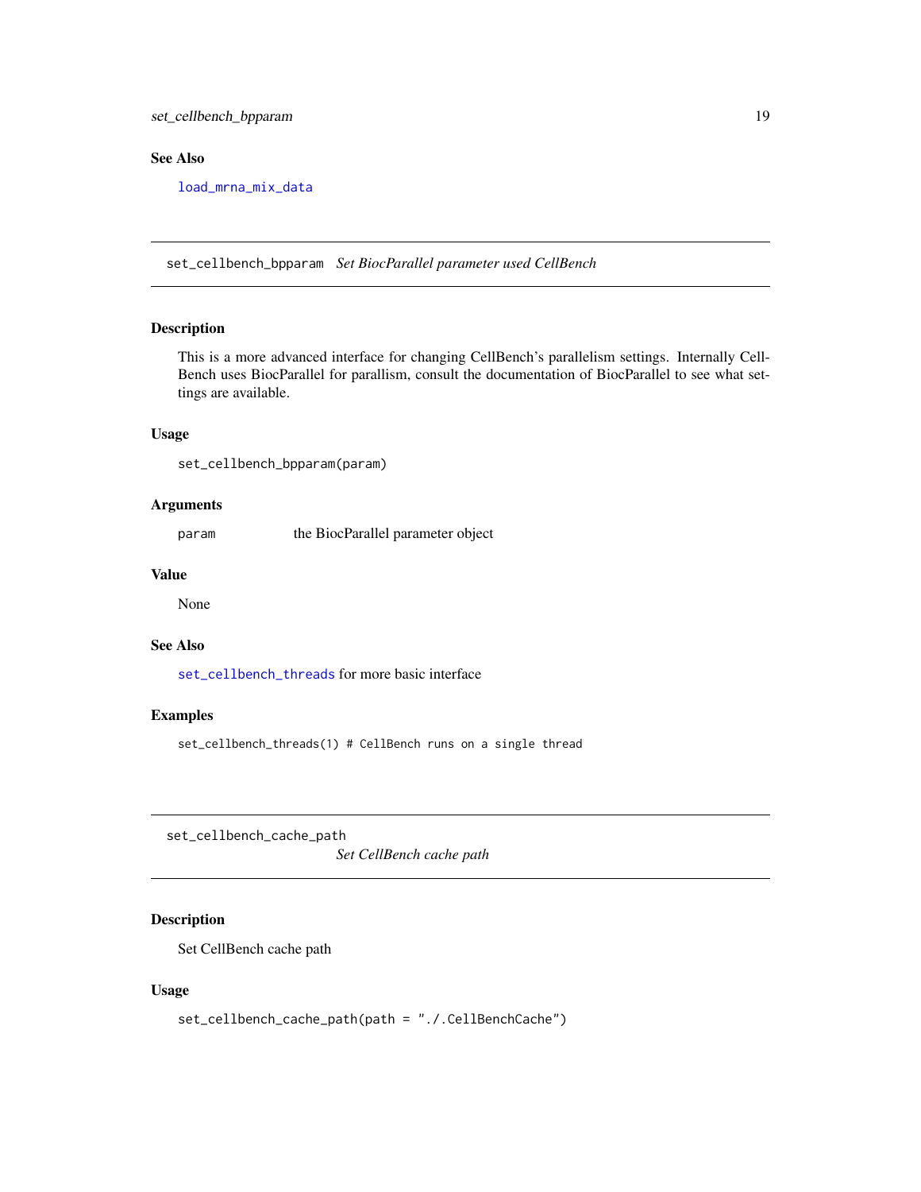### See Also

`load_mrna_mix_data`

---

## set_cellbench_bpparam — *Set BiocParallel parameter used CellBench*

### Description

This is a more advanced interface for changing CellBench's parallelism settings. Internally CellBench uses BiocParallel for parallism, consult the documentation of BiocParallel to see what settings are available.

### Usage

```
set_cellbench_bpparam(param)
```

### Arguments

| | |
|---|---|
| `param` | the BiocParallel parameter object |

### Value

None

### See Also

`set_cellbench_threads` for more basic interface

### Examples

```
set_cellbench_threads(1) # CellBench runs on a single thread
```

---

## set_cellbench_cache_path — *Set CellBench cache path*

### Description

Set CellBench cache path

### Usage

```
set_cellbench_cache_path(path = "./.CellBenchCache")
```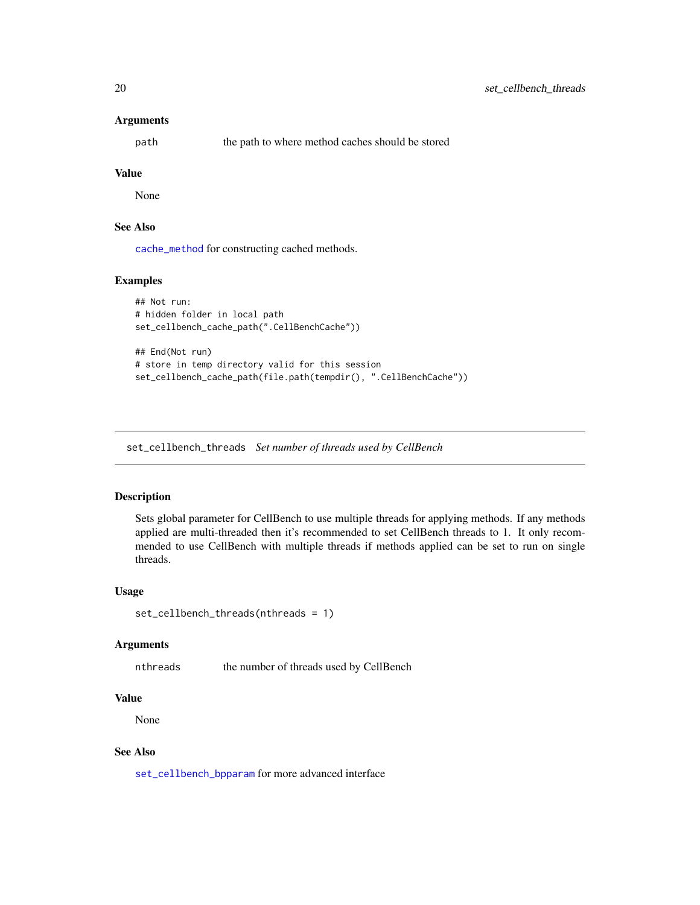### Arguments

| | |
|---|---|
| path | the path to where method caches should be stored |

### Value

None

### See Also

cache_method for constructing cached methods.

### Examples

```
## Not run:
# hidden folder in local path
set_cellbench_cache_path(".CellBenchCache"))

## End(Not run)
# store in temp directory valid for this session
set_cellbench_cache_path(file.path(tempdir(), ".CellBenchCache"))
```

---

## set_cellbench_threads *Set number of threads used by CellBench*

---

### Description

Sets global parameter for CellBench to use multiple threads for applying methods. If any methods applied are multi-threaded then it's recommended to set CellBench threads to 1. It only recommended to use CellBench with multiple threads if methods applied can be set to run on single threads.

### Usage

```
set_cellbench_threads(nthreads = 1)
```

### Arguments

| | |
|---|---|
| nthreads | the number of threads used by CellBench |

### Value

None

### See Also

set_cellbench_bpparam for more advanced interface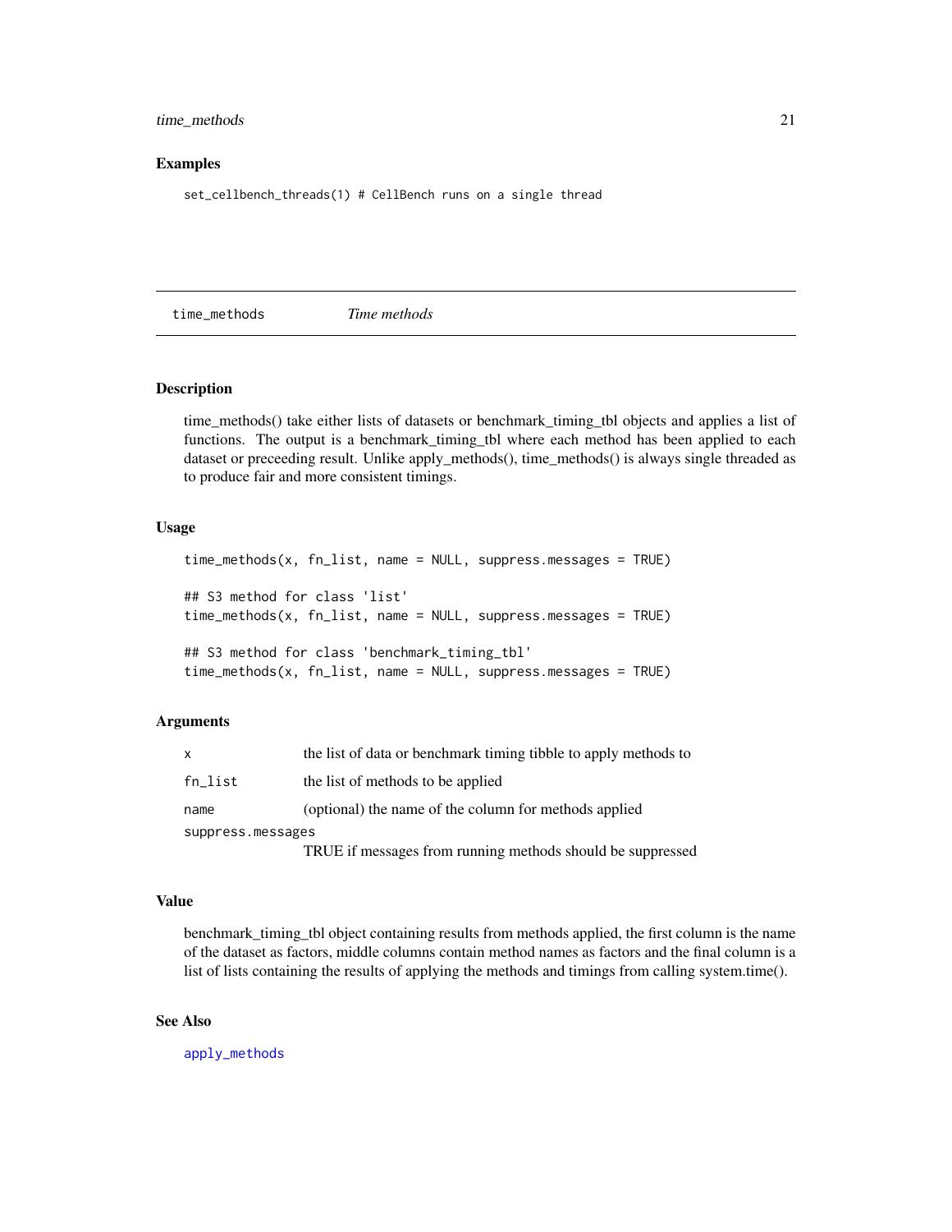## Examples

```
set_cellbench_threads(1) # CellBench runs on a single thread
```

---

# time_methods    *Time methods*

---

## Description

time_methods() take either lists of datasets or benchmark_timing_tbl objects and applies a list of functions. The output is a benchmark_timing_tbl where each method has been applied to each dataset or preceeding result. Unlike apply_methods(), time_methods() is always single threaded as to produce fair and more consistent timings.

## Usage

```
time_methods(x, fn_list, name = NULL, suppress.messages = TRUE)

## S3 method for class 'list'
time_methods(x, fn_list, name = NULL, suppress.messages = TRUE)

## S3 method for class 'benchmark_timing_tbl'
time_methods(x, fn_list, name = NULL, suppress.messages = TRUE)
```

## Arguments

| | |
|---|---|
| `x` | the list of data or benchmark timing tibble to apply methods to |
| `fn_list` | the list of methods to be applied |
| `name` | (optional) the name of the column for methods applied |
| `suppress.messages` | TRUE if messages from running methods should be suppressed |

## Value

benchmark_timing_tbl object containing results from methods applied, the first column is the name of the dataset as factors, middle columns contain method names as factors and the final column is a list of lists containing the results of applying the methods and timings from calling system.time().

## See Also

apply_methods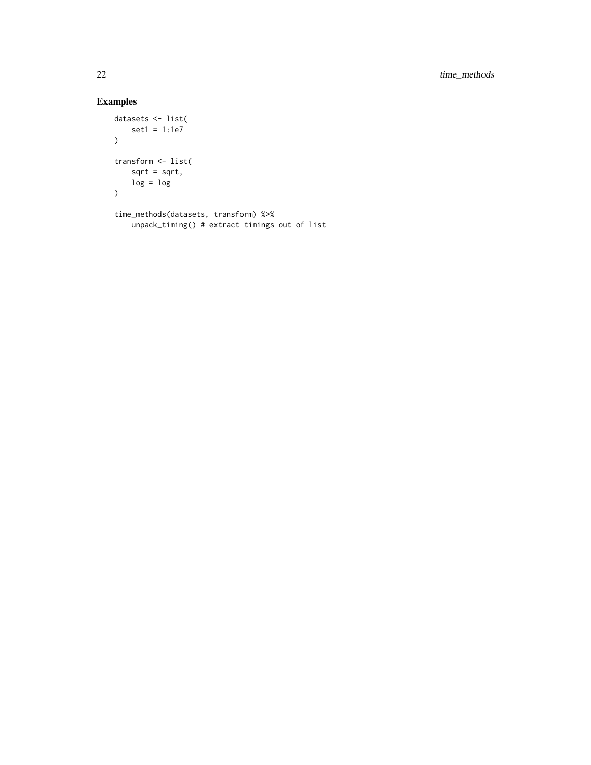## Examples

```
datasets <- list(
    set1 = 1:1e7
)

transform <- list(
    sqrt = sqrt,
    log = log
)

time_methods(datasets, transform) %>%
    unpack_timing() # extract timings out of list
```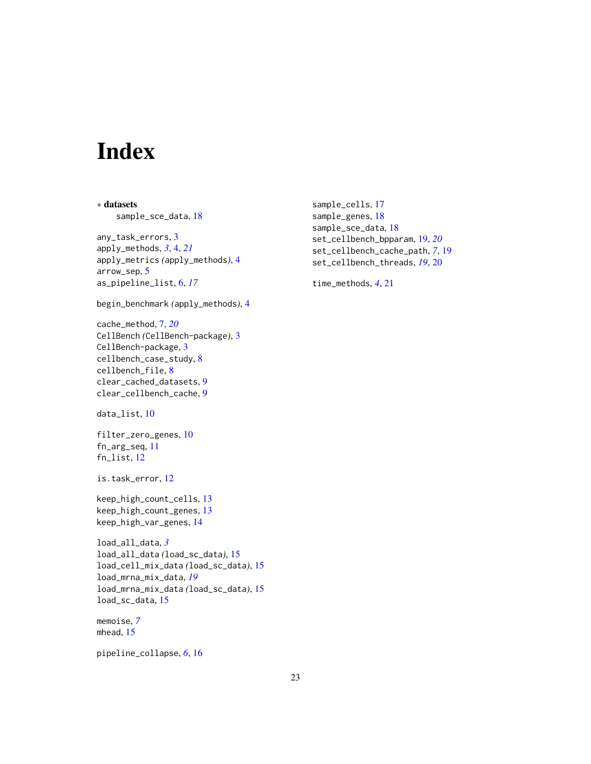# Index

∗ **datasets**
  sample_sce_data, 18

any_task_errors, 3
apply_methods, *3*, 4, *21*
apply_metrics (apply_methods), 4
arrow_sep, 5
as_pipeline_list, 6, *17*

begin_benchmark (apply_methods), 4

cache_method, 7, *20*
CellBench (CellBench-package), 3
CellBench-package, 3
cellbench_case_study, 8
cellbench_file, 8
clear_cached_datasets, 9
clear_cellbench_cache, 9

data_list, 10

filter_zero_genes, 10
fn_arg_seq, 11
fn_list, 12

is.task_error, 12

keep_high_count_cells, 13
keep_high_count_genes, 13
keep_high_var_genes, 14

load_all_data, *3*
load_all_data (load_sc_data), 15
load_cell_mix_data (load_sc_data), 15
load_mrna_mix_data, *19*
load_mrna_mix_data (load_sc_data), 15
load_sc_data, 15

memoise, *7*
mhead, 15

pipeline_collapse, *6*, 16

sample_cells, 17
sample_genes, 18
sample_sce_data, 18
set_cellbench_bpparam, 19, *20*
set_cellbench_cache_path, *7*, 19
set_cellbench_threads, *19*, 20

time_methods, *4*, 21